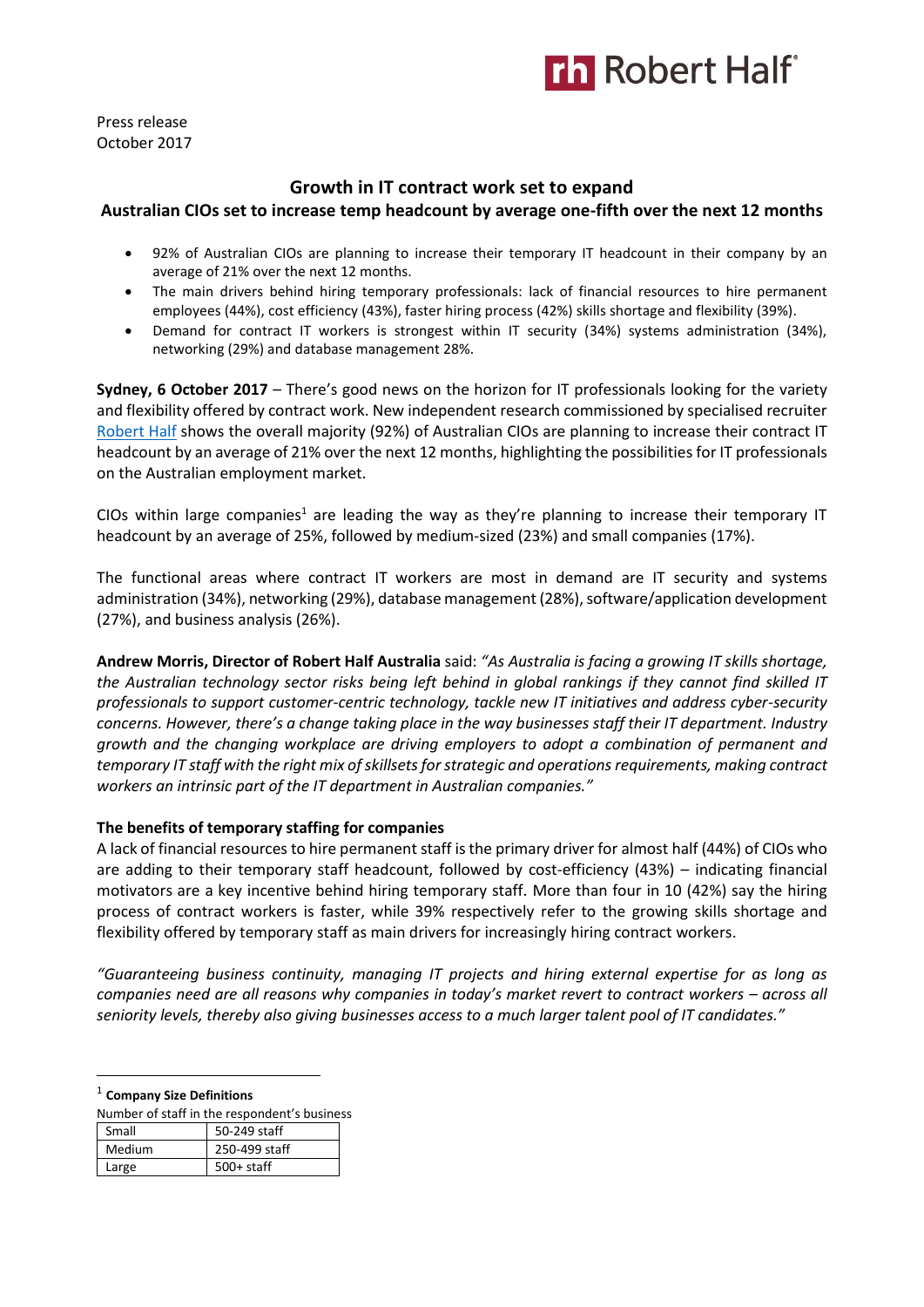Press release
October 2017

## Growth in IT contract work set to expand

### Australian CIOs set to increase temp headcount by average one-fifth over the next 12 months

- 92% of Australian CIOs are planning to increase their temporary IT headcount in their company by an average of 21% over the next 12 months.
- The main drivers behind hiring temporary professionals: lack of financial resources to hire permanent employees (44%), cost efficiency (43%), faster hiring process (42%) skills shortage and flexibility (39%).
- Demand for contract IT workers is strongest within IT security (34%) systems administration (34%), networking (29%) and database management 28%.

**Sydney, 6 October 2017** – There's good news on the horizon for IT professionals looking for the variety and flexibility offered by contract work. New independent research commissioned by specialised recruiter Robert Half shows the overall majority (92%) of Australian CIOs are planning to increase their contract IT headcount by an average of 21% over the next 12 months, highlighting the possibilities for IT professionals on the Australian employment market.

CIOs within large companies[1] are leading the way as they're planning to increase their temporary IT headcount by an average of 25%, followed by medium-sized (23%) and small companies (17%).

The functional areas where contract IT workers are most in demand are IT security and systems administration (34%), networking (29%), database management (28%), software/application development (27%), and business analysis (26%).

**Andrew Morris, Director of Robert Half Australia** said: *"As Australia is facing a growing IT skills shortage, the Australian technology sector risks being left behind in global rankings if they cannot find skilled IT professionals to support customer-centric technology, tackle new IT initiatives and address cyber-security concerns. However, there's a change taking place in the way businesses staff their IT department. Industry growth and the changing workplace are driving employers to adopt a combination of permanent and temporary IT staff with the right mix of skillsets for strategic and operations requirements, making contract workers an intrinsic part of the IT department in Australian companies."*

**The benefits of temporary staffing for companies**

A lack of financial resources to hire permanent staff is the primary driver for almost half (44%) of CIOs who are adding to their temporary staff headcount, followed by cost-efficiency (43%) – indicating financial motivators are a key incentive behind hiring temporary staff. More than four in 10 (42%) say the hiring process of contract workers is faster, while 39% respectively refer to the growing skills shortage and flexibility offered by temporary staff as main drivers for increasingly hiring contract workers.

*"Guaranteeing business continuity, managing IT projects and hiring external expertise for as long as companies need are all reasons why companies in today's market revert to contract workers – across all seniority levels, thereby also giving businesses access to a much larger talent pool of IT candidates."*

---

[1] **Company Size Definitions**

Number of staff in the respondent's business

| | |
|---|---|
| Small | 50-249 staff |
| Medium | 250-499 staff |
| Large | 500+ staff |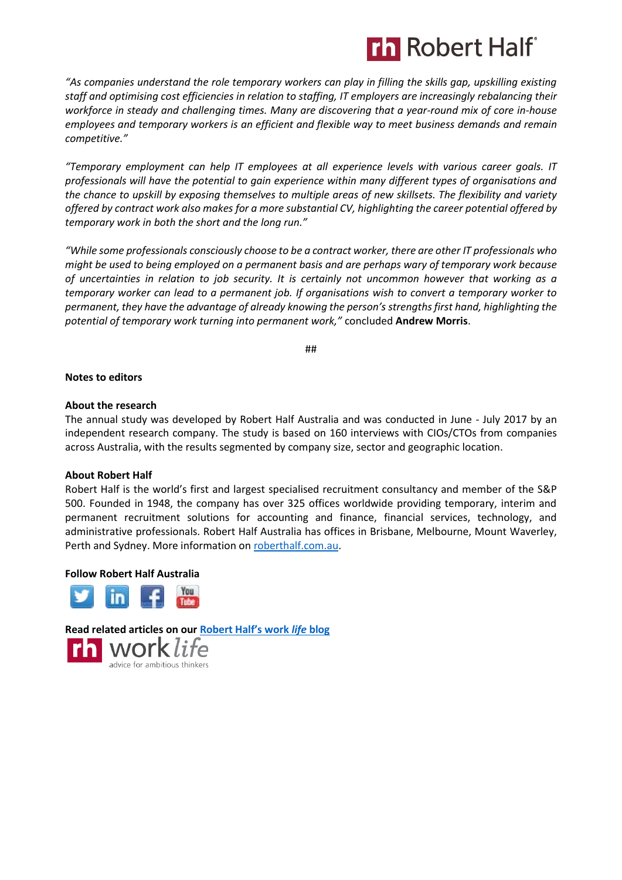*"As companies understand the role temporary workers can play in filling the skills gap, upskilling existing staff and optimising cost efficiencies in relation to staffing, IT employers are increasingly rebalancing their workforce in steady and challenging times. Many are discovering that a year-round mix of core in-house employees and temporary workers is an efficient and flexible way to meet business demands and remain competitive."*

*"Temporary employment can help IT employees at all experience levels with various career goals. IT professionals will have the potential to gain experience within many different types of organisations and the chance to upskill by exposing themselves to multiple areas of new skillsets. The flexibility and variety offered by contract work also makes for a more substantial CV, highlighting the career potential offered by temporary work in both the short and the long run."*

*"While some professionals consciously choose to be a contract worker, there are other IT professionals who might be used to being employed on a permanent basis and are perhaps wary of temporary work because of uncertainties in relation to job security. It is certainly not uncommon however that working as a temporary worker can lead to a permanent job. If organisations wish to convert a temporary worker to permanent, they have the advantage of already knowing the person's strengths first hand, highlighting the potential of temporary work turning into permanent work,"* concluded **Andrew Morris**.

##

**Notes to editors**

**About the research**

The annual study was developed by Robert Half Australia and was conducted in June - July 2017 by an independent research company. The study is based on 160 interviews with CIOs/CTOs from companies across Australia, with the results segmented by company size, sector and geographic location.

**About Robert Half**

Robert Half is the world's first and largest specialised recruitment consultancy and member of the S&P 500. Founded in 1948, the company has over 325 offices worldwide providing temporary, interim and permanent recruitment solutions for accounting and finance, financial services, technology, and administrative professionals. Robert Half Australia has offices in Brisbane, Melbourne, Mount Waverley, Perth and Sydney. More information on [roberthalf.com.au](roberthalf.com.au).

**Follow Robert Half Australia**

**Read related articles on our [Robert Half's work *life* blog]()**

rh work *life*
advice for ambitious thinkers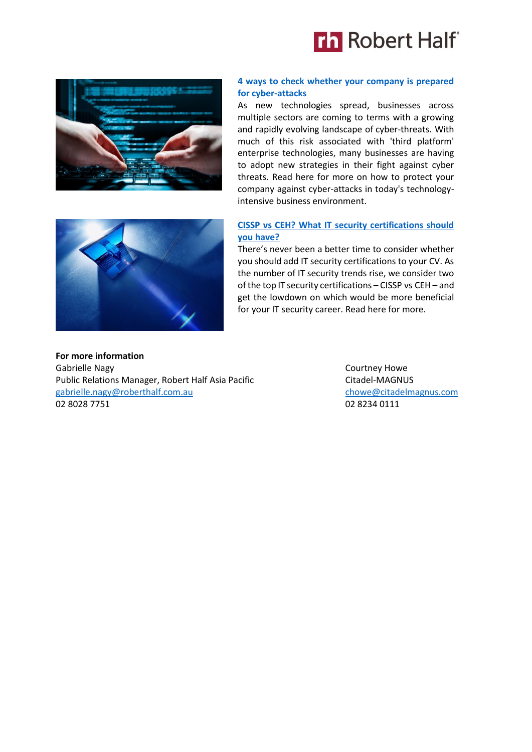**[4 ways to check whether your company is prepared for cyber-attacks]**

As new technologies spread, businesses across multiple sectors are coming to terms with a growing and rapidly evolving landscape of cyber-threats. With much of this risk associated with 'third platform' enterprise technologies, many businesses are having to adopt new strategies in their fight against cyber threats. Read here for more on how to protect your company against cyber-attacks in today's technology-intensive business environment.

**[CISSP vs CEH? What IT security certifications should you have?]**

There's never been a better time to consider whether you should add IT security certifications to your CV. As the number of IT security trends rise, we consider two of the top IT security certifications – CISSP vs CEH – and get the lowdown on which would be more beneficial for your IT security career. Read here for more.

**For more information**

Gabrielle Nagy
Public Relations Manager, Robert Half Asia Pacific
gabrielle.nagy@roberthalf.com.au
02 8028 7751

Courtney Howe
Citadel-MAGNUS
chowe@citadelmagnus.com
02 8234 0111